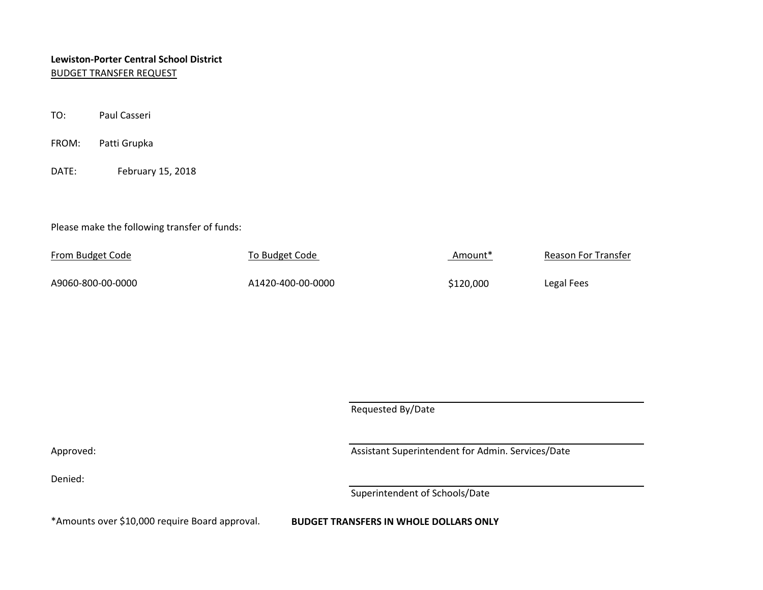**Lewiston-Porter Central School District**
BUDGET TRANSFER REQUEST

TO: Paul Casseri

FROM: Patti Grupka

DATE: February 15, 2018

Please make the following transfer of funds:

| From Budget Code | To Budget Code | Amount* | Reason For Transfer |
|---|---|---|---|
| A9060-800-00-0000 | A1420-400-00-0000 | $120,000 | Legal Fees |

______________________________
Requested By/Date

Approved:

______________________________
Assistant Superintendent for Admin. Services/Date

Denied:

______________________________
Superintendent of Schools/Date

*Amounts over $10,000 require Board approval. **BUDGET TRANSFERS IN WHOLE DOLLARS ONLY**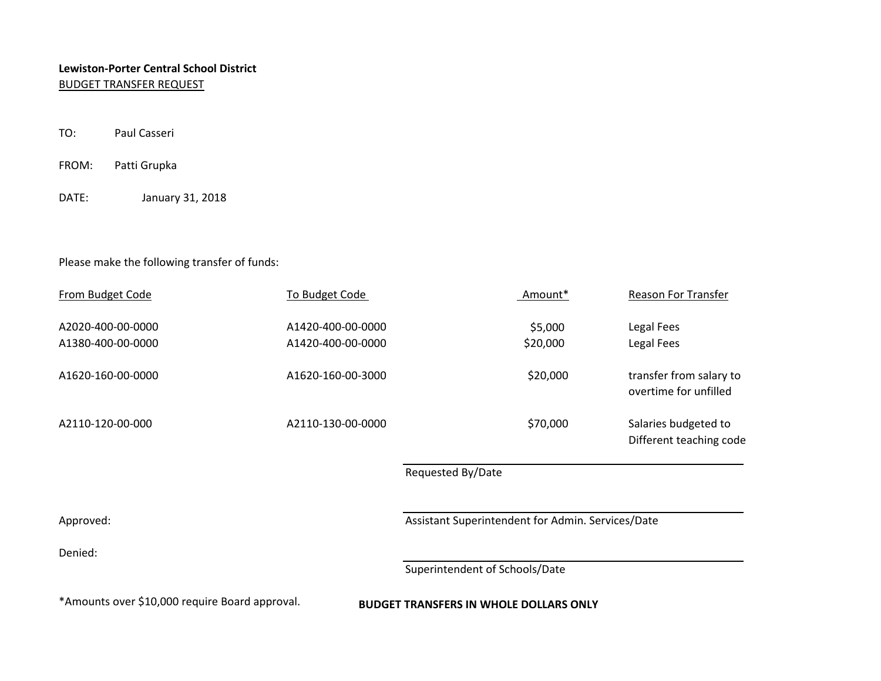**Lewiston-Porter Central School District**
BUDGET TRANSFER REQUEST

TO: Paul Casseri

FROM: Patti Grupka

DATE: January 31, 2018

Please make the following transfer of funds:

| From Budget Code | To Budget Code | Amount* | Reason For Transfer |
|---|---|---|---|
| A2020-400-00-0000 | A1420-400-00-0000 | $5,000 | Legal Fees |
| A1380-400-00-0000 | A1420-400-00-0000 | $20,000 | Legal Fees |
| A1620-160-00-0000 | A1620-160-00-3000 | $20,000 | transfer from salary to overtime for unfilled |
| A2110-120-00-000 | A2110-130-00-0000 | $70,000 | Salaries budgeted to Different teaching code |

Requested By/Date

Approved:

Assistant Superintendent for Admin. Services/Date

Denied:

Superintendent of Schools/Date

*Amounts over $10,000 require Board approval.

**BUDGET TRANSFERS IN WHOLE DOLLARS ONLY**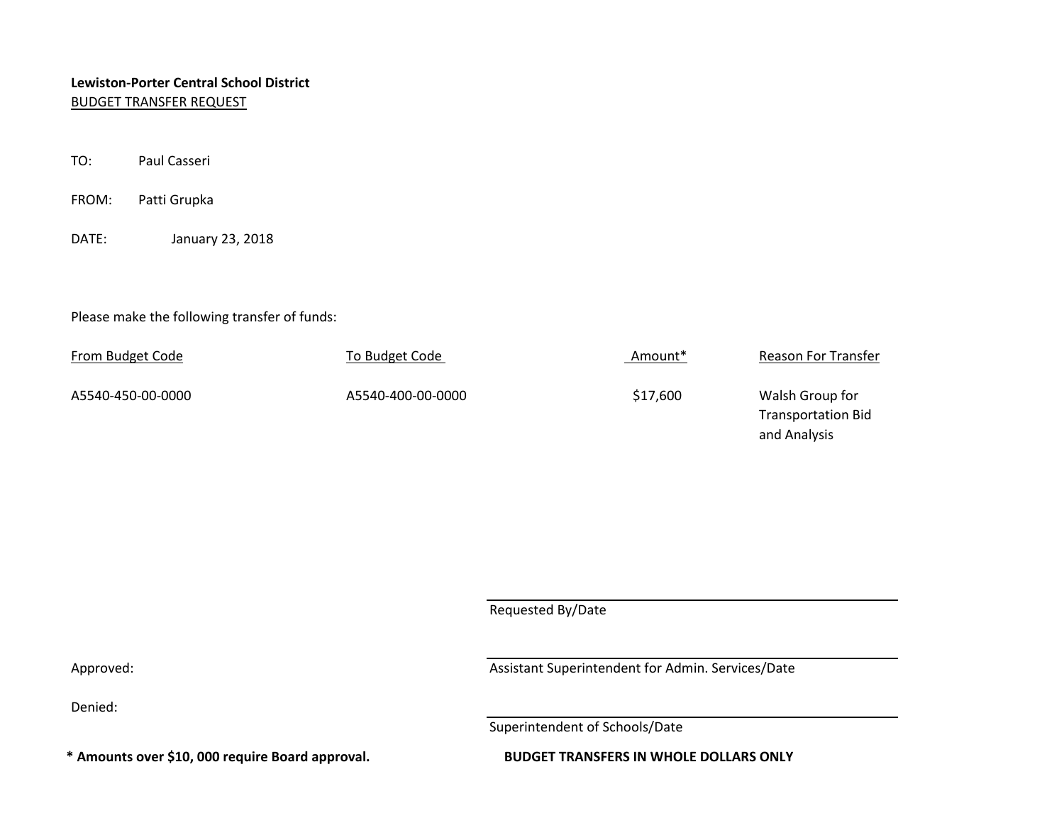**Lewiston-Porter Central School District**
BUDGET TRANSFER REQUEST

TO: Paul Casseri

FROM: Patti Grupka

DATE: January 23, 2018

Please make the following transfer of funds:

| From Budget Code | To Budget Code | Amount* | Reason For Transfer |
|---|---|---|---|
| A5540-450-00-0000 | A5540-400-00-0000 | $17,600 | Walsh Group for Transportation Bid and Analysis |

Requested By/Date

Approved:

Assistant Superintendent for Admin. Services/Date

Denied:

Superintendent of Schools/Date

**\* Amounts over $10, 000 require Board approval.**

**BUDGET TRANSFERS IN WHOLE DOLLARS ONLY**